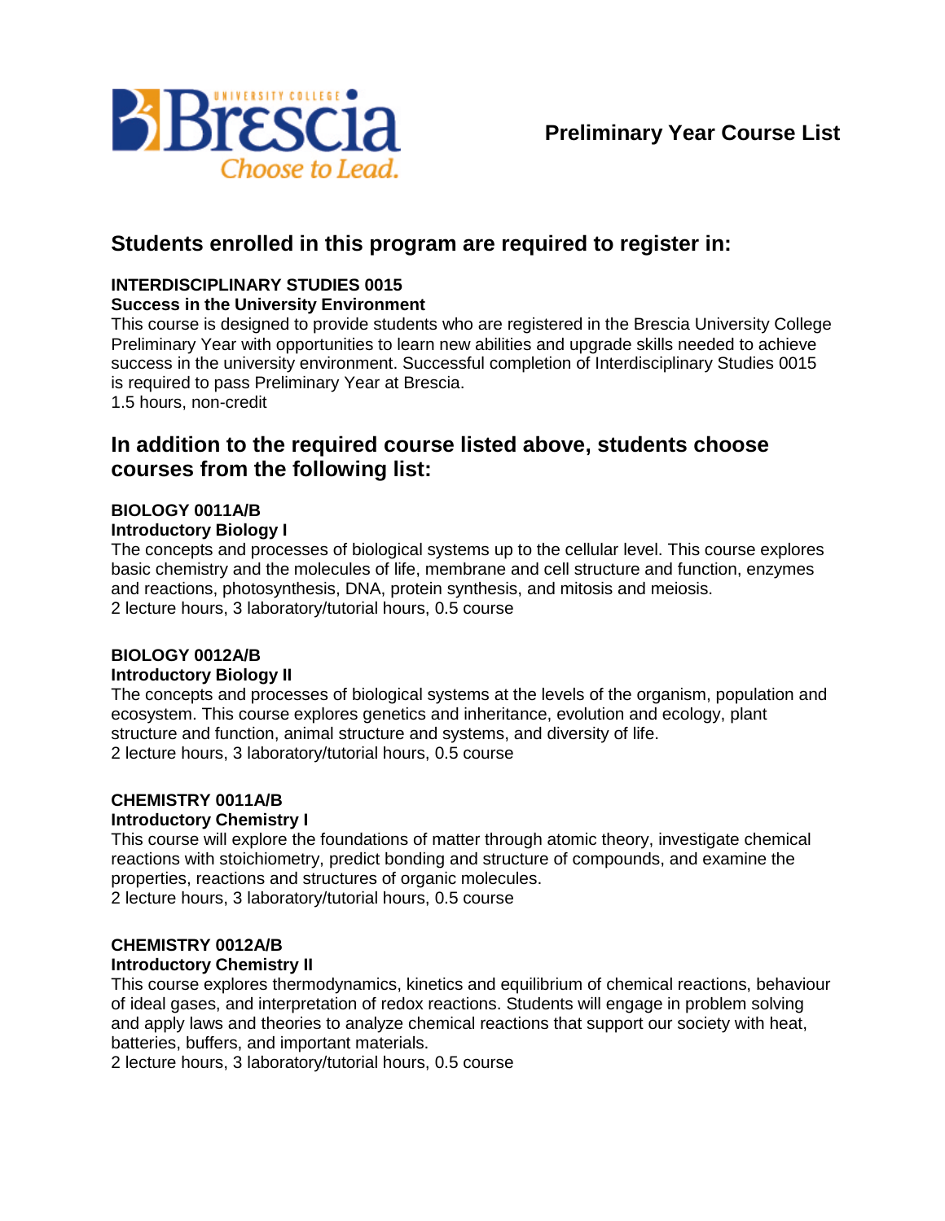# Preliminary Year Course List

## Students enrolled in this program are required to register in:

**INTERDISCIPLINARY STUDIES 0015**
**Success in the University Environment**
This course is designed to provide students who are registered in the Brescia University College Preliminary Year with opportunities to learn new abilities and upgrade skills needed to achieve success in the university environment. Successful completion of Interdisciplinary Studies 0015 is required to pass Preliminary Year at Brescia.
1.5 hours, non-credit

## In addition to the required course listed above, students choose courses from the following list:

**BIOLOGY 0011A/B**
**Introductory Biology I**
The concepts and processes of biological systems up to the cellular level. This course explores basic chemistry and the molecules of life, membrane and cell structure and function, enzymes and reactions, photosynthesis, DNA, protein synthesis, and mitosis and meiosis.
2 lecture hours, 3 laboratory/tutorial hours, 0.5 course

**BIOLOGY 0012A/B**
**Introductory Biology II**
The concepts and processes of biological systems at the levels of the organism, population and ecosystem. This course explores genetics and inheritance, evolution and ecology, plant structure and function, animal structure and systems, and diversity of life.
2 lecture hours, 3 laboratory/tutorial hours, 0.5 course

**CHEMISTRY 0011A/B**
**Introductory Chemistry I**
This course will explore the foundations of matter through atomic theory, investigate chemical reactions with stoichiometry, predict bonding and structure of compounds, and examine the properties, reactions and structures of organic molecules.
2 lecture hours, 3 laboratory/tutorial hours, 0.5 course

**CHEMISTRY 0012A/B**
**Introductory Chemistry II**
This course explores thermodynamics, kinetics and equilibrium of chemical reactions, behaviour of ideal gases, and interpretation of redox reactions. Students will engage in problem solving and apply laws and theories to analyze chemical reactions that support our society with heat, batteries, buffers, and important materials.
2 lecture hours, 3 laboratory/tutorial hours, 0.5 course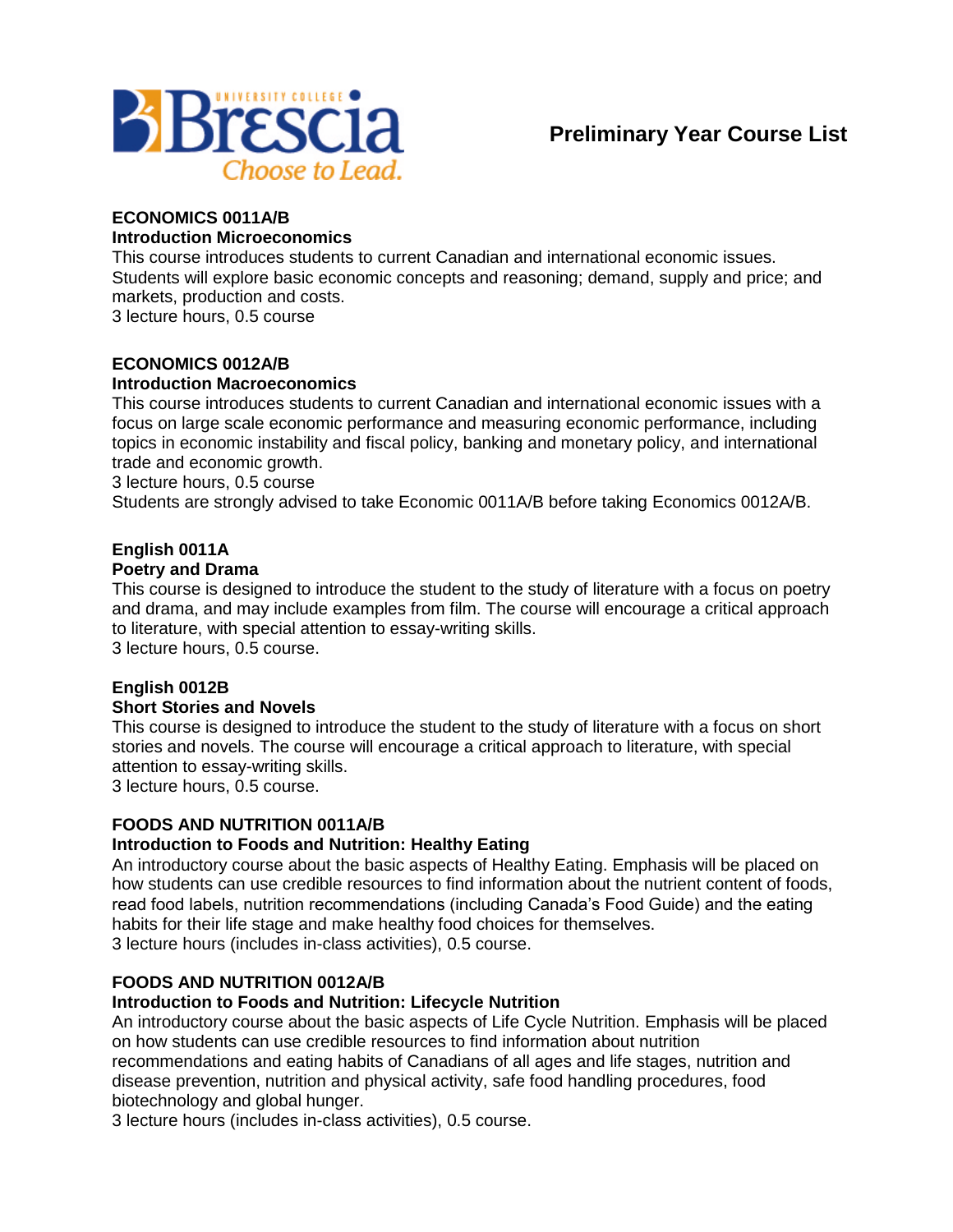# Preliminary Year Course List

**ECONOMICS 0011A/B**
**Introduction Microeconomics**
This course introduces students to current Canadian and international economic issues. Students will explore basic economic concepts and reasoning; demand, supply and price; and markets, production and costs.
3 lecture hours, 0.5 course

**ECONOMICS 0012A/B**
**Introduction Macroeconomics**
This course introduces students to current Canadian and international economic issues with a focus on large scale economic performance and measuring economic performance, including topics in economic instability and fiscal policy, banking and monetary policy, and international trade and economic growth.
3 lecture hours, 0.5 course
Students are strongly advised to take Economic 0011A/B before taking Economics 0012A/B.

**English 0011A**
**Poetry and Drama**
This course is designed to introduce the student to the study of literature with a focus on poetry and drama, and may include examples from film. The course will encourage a critical approach to literature, with special attention to essay-writing skills.
3 lecture hours, 0.5 course.

**English 0012B**
**Short Stories and Novels**
This course is designed to introduce the student to the study of literature with a focus on short stories and novels. The course will encourage a critical approach to literature, with special attention to essay-writing skills.
3 lecture hours, 0.5 course.

**FOODS AND NUTRITION 0011A/B**
**Introduction to Foods and Nutrition: Healthy Eating**
An introductory course about the basic aspects of Healthy Eating. Emphasis will be placed on how students can use credible resources to find information about the nutrient content of foods, read food labels, nutrition recommendations (including Canada's Food Guide) and the eating habits for their life stage and make healthy food choices for themselves.
3 lecture hours (includes in-class activities), 0.5 course.

**FOODS AND NUTRITION 0012A/B**
**Introduction to Foods and Nutrition: Lifecycle Nutrition**
An introductory course about the basic aspects of Life Cycle Nutrition. Emphasis will be placed on how students can use credible resources to find information about nutrition recommendations and eating habits of Canadians of all ages and life stages, nutrition and disease prevention, nutrition and physical activity, safe food handling procedures, food biotechnology and global hunger.
3 lecture hours (includes in-class activities), 0.5 course.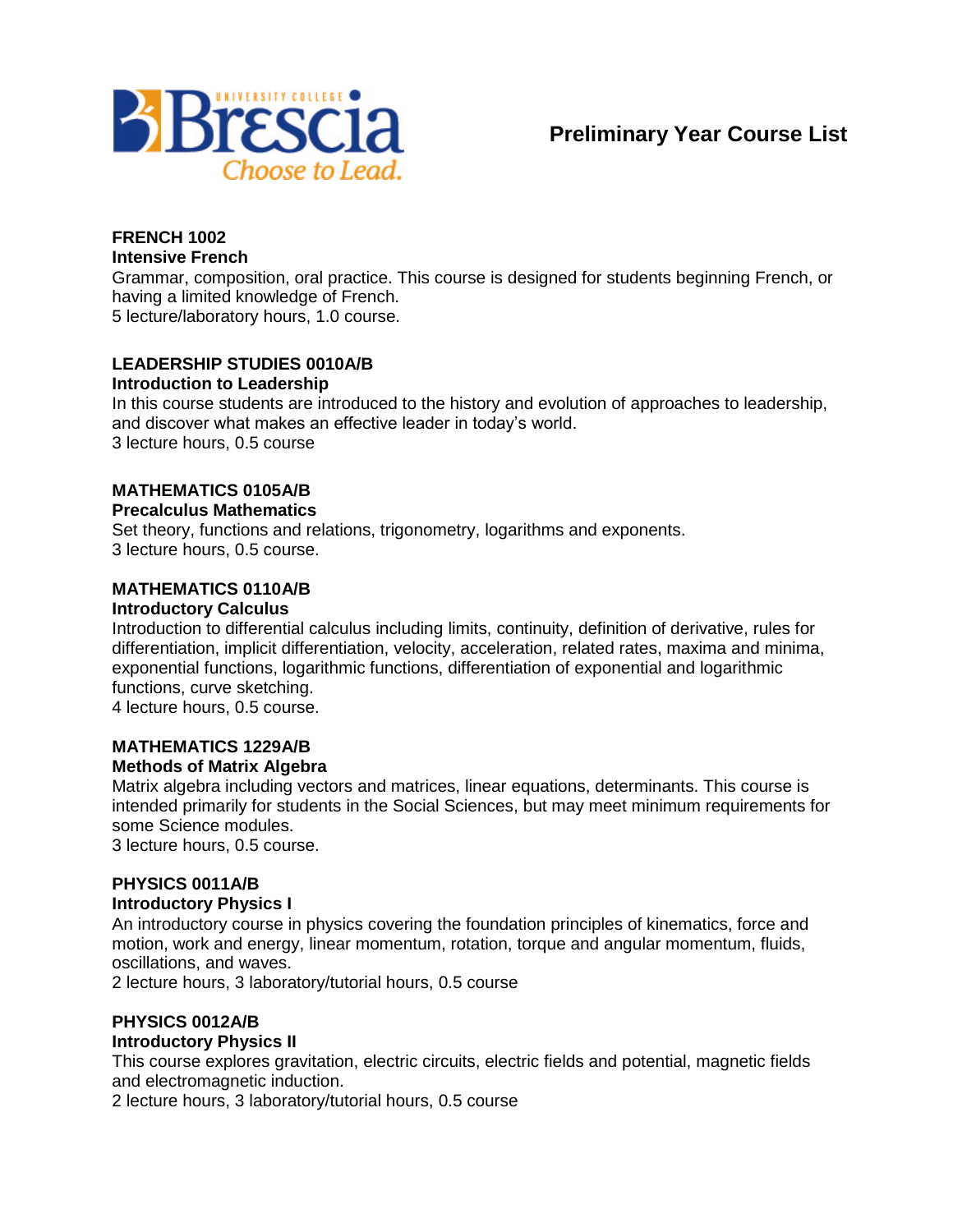# Preliminary Year Course List

**FRENCH 1002**
**Intensive French**
Grammar, composition, oral practice. This course is designed for students beginning French, or having a limited knowledge of French.
5 lecture/laboratory hours, 1.0 course.

**LEADERSHIP STUDIES 0010A/B**
**Introduction to Leadership**
In this course students are introduced to the history and evolution of approaches to leadership, and discover what makes an effective leader in today's world.
3 lecture hours, 0.5 course

**MATHEMATICS 0105A/B**
**Precalculus Mathematics**
Set theory, functions and relations, trigonometry, logarithms and exponents.
3 lecture hours, 0.5 course.

**MATHEMATICS 0110A/B**
**Introductory Calculus**
Introduction to differential calculus including limits, continuity, definition of derivative, rules for differentiation, implicit differentiation, velocity, acceleration, related rates, maxima and minima, exponential functions, logarithmic functions, differentiation of exponential and logarithmic functions, curve sketching.
4 lecture hours, 0.5 course.

**MATHEMATICS 1229A/B**
**Methods of Matrix Algebra**
Matrix algebra including vectors and matrices, linear equations, determinants. This course is intended primarily for students in the Social Sciences, but may meet minimum requirements for some Science modules.
3 lecture hours, 0.5 course.

**PHYSICS 0011A/B**
**Introductory Physics I**
An introductory course in physics covering the foundation principles of kinematics, force and motion, work and energy, linear momentum, rotation, torque and angular momentum, fluids, oscillations, and waves.
2 lecture hours, 3 laboratory/tutorial hours, 0.5 course

**PHYSICS 0012A/B**
**Introductory Physics II**
This course explores gravitation, electric circuits, electric fields and potential, magnetic fields and electromagnetic induction.
2 lecture hours, 3 laboratory/tutorial hours, 0.5 course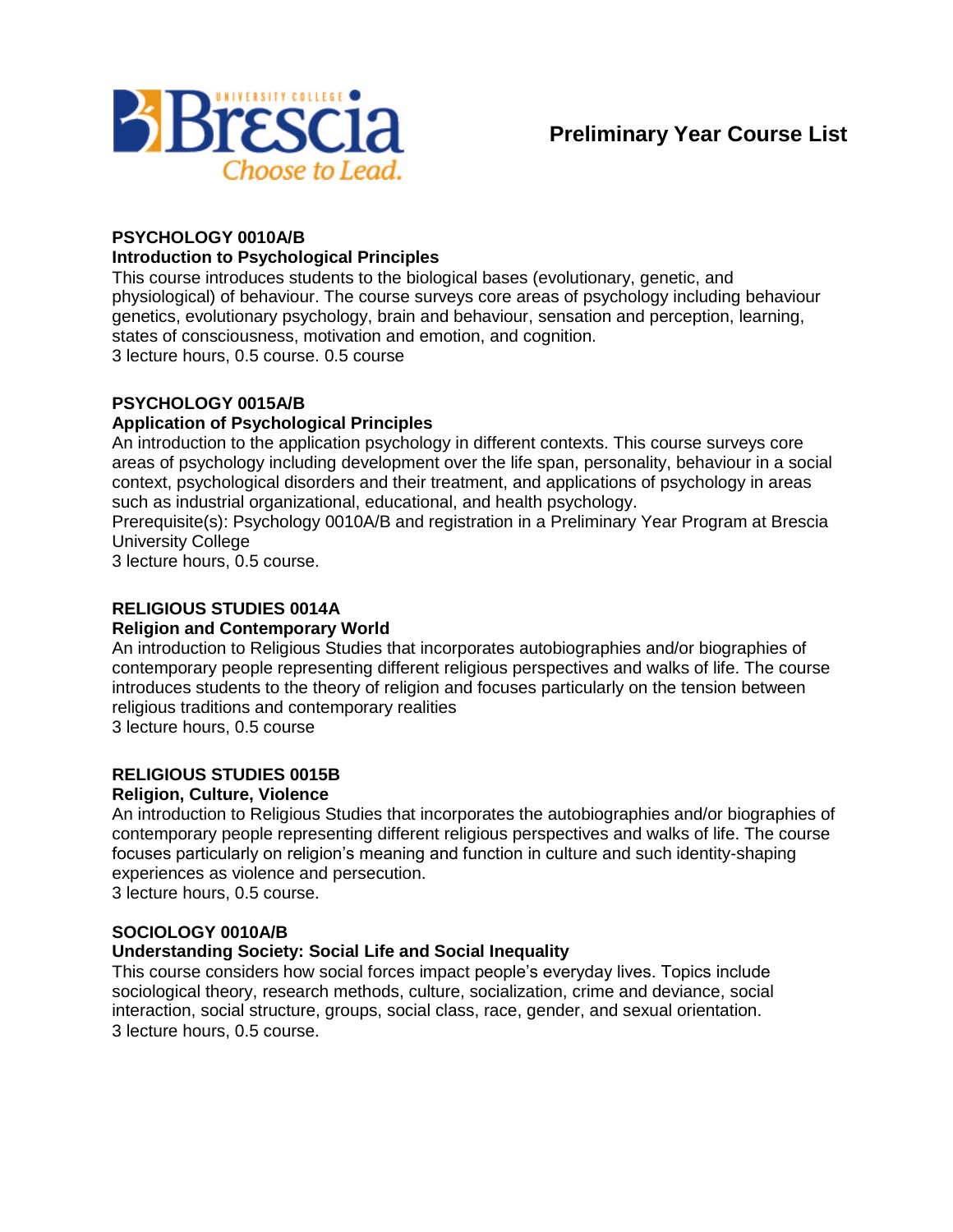# Preliminary Year Course List

**PSYCHOLOGY 0010A/B**
**Introduction to Psychological Principles**
This course introduces students to the biological bases (evolutionary, genetic, and physiological) of behaviour. The course surveys core areas of psychology including behaviour genetics, evolutionary psychology, brain and behaviour, sensation and perception, learning, states of consciousness, motivation and emotion, and cognition.
3 lecture hours, 0.5 course. 0.5 course

**PSYCHOLOGY 0015A/B**
**Application of Psychological Principles**
An introduction to the application psychology in different contexts. This course surveys core areas of psychology including development over the life span, personality, behaviour in a social context, psychological disorders and their treatment, and applications of psychology in areas such as industrial organizational, educational, and health psychology.
Prerequisite(s): Psychology 0010A/B and registration in a Preliminary Year Program at Brescia University College
3 lecture hours, 0.5 course.

**RELIGIOUS STUDIES 0014A**
**Religion and Contemporary World**
An introduction to Religious Studies that incorporates autobiographies and/or biographies of contemporary people representing different religious perspectives and walks of life. The course introduces students to the theory of religion and focuses particularly on the tension between religious traditions and contemporary realities
3 lecture hours, 0.5 course

**RELIGIOUS STUDIES 0015B**
**Religion, Culture, Violence**
An introduction to Religious Studies that incorporates the autobiographies and/or biographies of contemporary people representing different religious perspectives and walks of life. The course focuses particularly on religion's meaning and function in culture and such identity-shaping experiences as violence and persecution.
3 lecture hours, 0.5 course.

**SOCIOLOGY 0010A/B**
**Understanding Society: Social Life and Social Inequality**
This course considers how social forces impact people's everyday lives. Topics include sociological theory, research methods, culture, socialization, crime and deviance, social interaction, social structure, groups, social class, race, gender, and sexual orientation.
3 lecture hours, 0.5 course.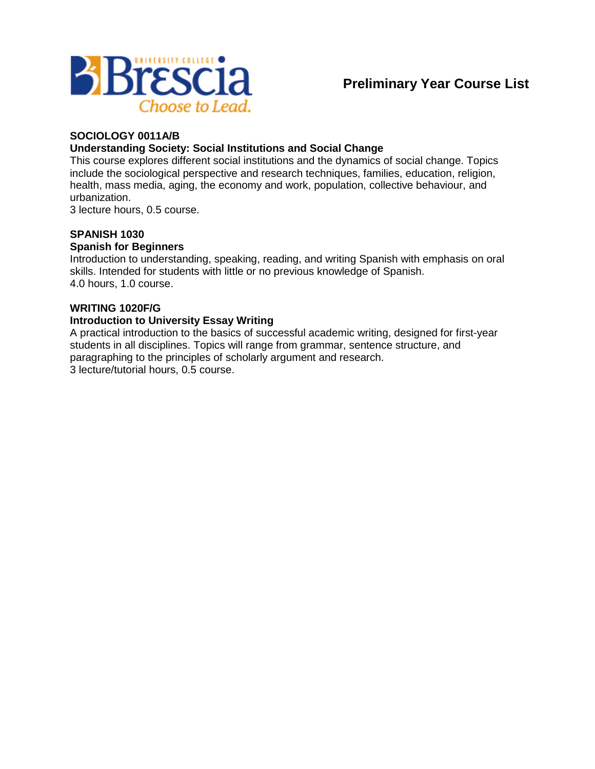**Preliminary Year Course List**

**SOCIOLOGY 0011A/B**
**Understanding Society: Social Institutions and Social Change**
This course explores different social institutions and the dynamics of social change. Topics include the sociological perspective and research techniques, families, education, religion, health, mass media, aging, the economy and work, population, collective behaviour, and urbanization.
3 lecture hours, 0.5 course.

**SPANISH 1030**
**Spanish for Beginners**
Introduction to understanding, speaking, reading, and writing Spanish with emphasis on oral skills. Intended for students with little or no previous knowledge of Spanish.
4.0 hours, 1.0 course.

**WRITING 1020F/G**
**Introduction to University Essay Writing**
A practical introduction to the basics of successful academic writing, designed for first-year students in all disciplines. Topics will range from grammar, sentence structure, and paragraphing to the principles of scholarly argument and research.
3 lecture/tutorial hours, 0.5 course.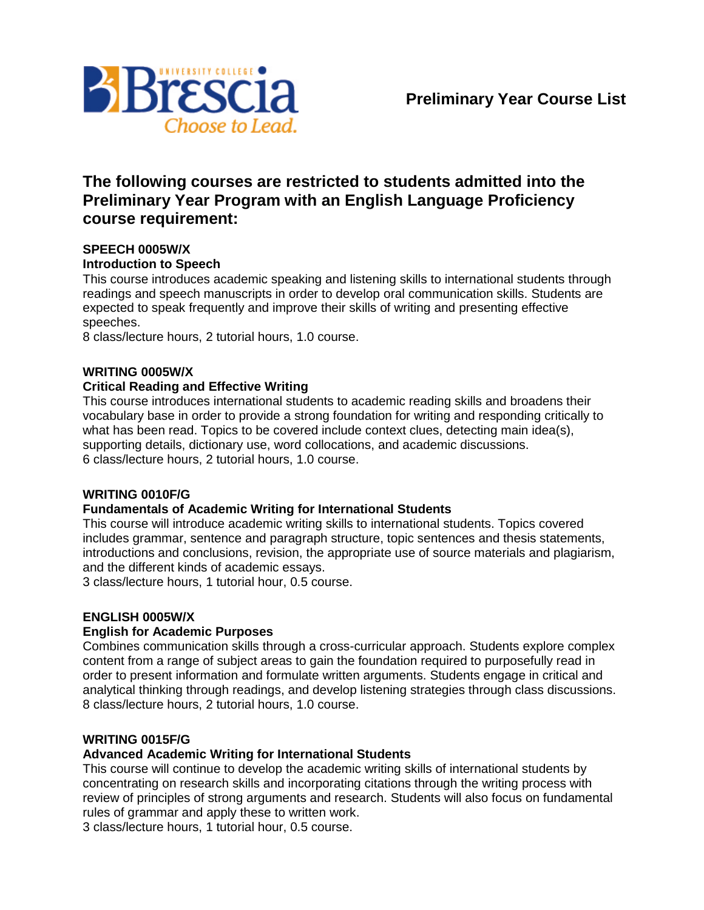# Preliminary Year Course List

## The following courses are restricted to students admitted into the Preliminary Year Program with an English Language Proficiency course requirement:

**SPEECH 0005W/X**
**Introduction to Speech**
This course introduces academic speaking and listening skills to international students through readings and speech manuscripts in order to develop oral communication skills. Students are expected to speak frequently and improve their skills of writing and presenting effective speeches.
8 class/lecture hours, 2 tutorial hours, 1.0 course.

**WRITING 0005W/X**
**Critical Reading and Effective Writing**
This course introduces international students to academic reading skills and broadens their vocabulary base in order to provide a strong foundation for writing and responding critically to what has been read. Topics to be covered include context clues, detecting main idea(s), supporting details, dictionary use, word collocations, and academic discussions.
6 class/lecture hours, 2 tutorial hours, 1.0 course.

**WRITING 0010F/G**
**Fundamentals of Academic Writing for International Students**
This course will introduce academic writing skills to international students. Topics covered includes grammar, sentence and paragraph structure, topic sentences and thesis statements, introductions and conclusions, revision, the appropriate use of source materials and plagiarism, and the different kinds of academic essays.
3 class/lecture hours, 1 tutorial hour, 0.5 course.

**ENGLISH 0005W/X**
**English for Academic Purposes**
Combines communication skills through a cross-curricular approach. Students explore complex content from a range of subject areas to gain the foundation required to purposefully read in order to present information and formulate written arguments. Students engage in critical and analytical thinking through readings, and develop listening strategies through class discussions.
8 class/lecture hours, 2 tutorial hours, 1.0 course.

**WRITING 0015F/G**
**Advanced Academic Writing for International Students**
This course will continue to develop the academic writing skills of international students by concentrating on research skills and incorporating citations through the writing process with review of principles of strong arguments and research. Students will also focus on fundamental rules of grammar and apply these to written work.
3 class/lecture hours, 1 tutorial hour, 0.5 course.